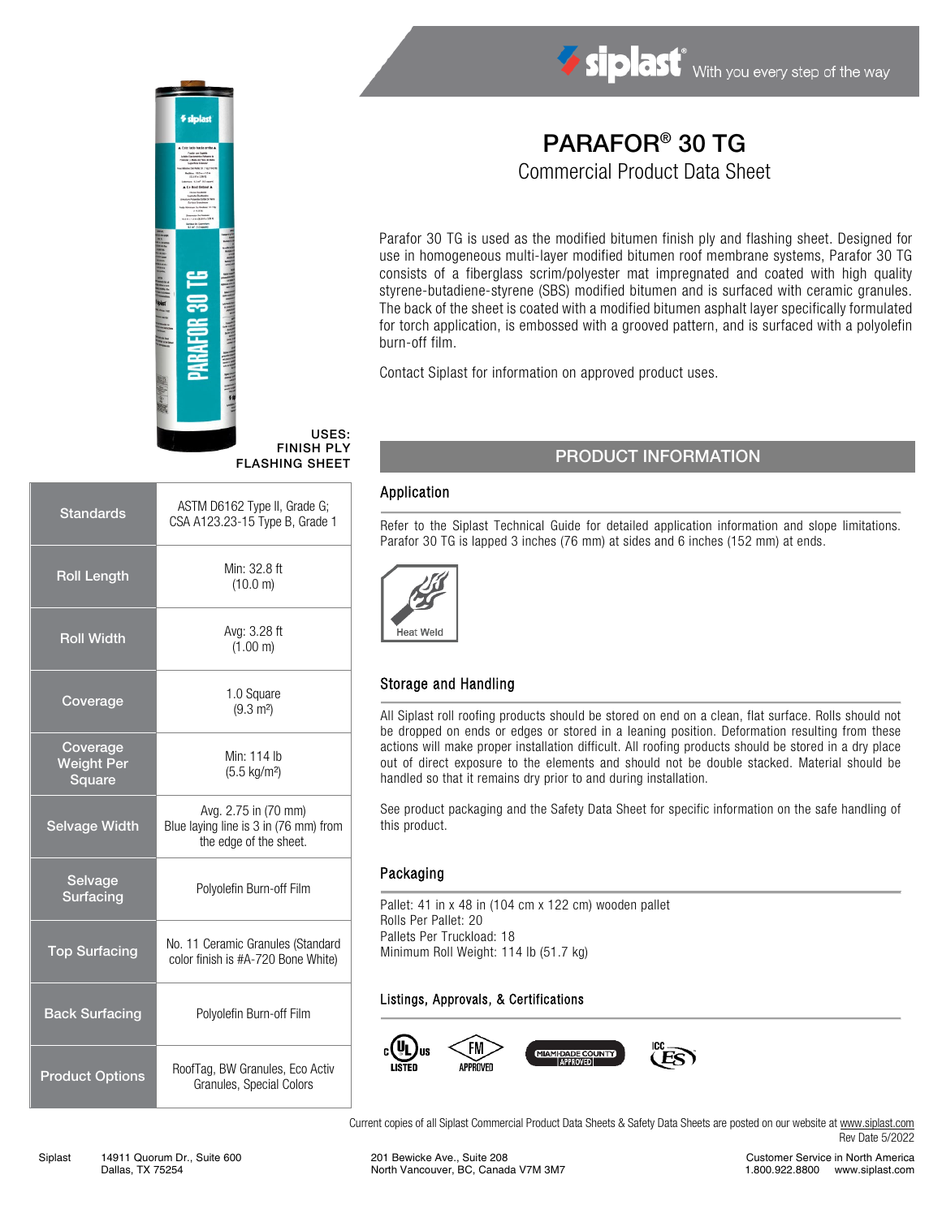# PARAFOR® 30 TG

## Commercial Product Data Sheet

Parafor 30 TG is used as the modified bitumen finish ply and flashing sheet. Designed for use in homogeneous multi-layer modified bitumen roof membrane systems, Parafor 30 TG consists of a fiberglass scrim/polyester mat impregnated and coated with high quality styrene-butadiene-styrene (SBS) modified bitumen and is surfaced with ceramic granules. The back of the sheet is coated with a modified bitumen asphalt layer specifically formulated for torch application, is embossed with a grooved pattern, and is surfaced with a polyolefin burn-off film.

Contact Siplast for information on approved product uses.

**USES:**
**FINISH PLY**
**FLASHING SHEET**

| | |
|---|---|
| Standards | ASTM D6162 Type II, Grade G; CSA A123.23-15 Type B, Grade 1 |
| Roll Length | Min: 32.8 ft (10.0 m) |
| Roll Width | Avg: 3.28 ft (1.00 m) |
| Coverage | 1.0 Square (9.3 m²) |
| Coverage Weight Per Square | Min: 114 lb (5.5 kg/m²) |
| Selvage Width | Avg. 2.75 in (70 mm) Blue laying line is 3 in (76 mm) from the edge of the sheet. |
| Selvage Surfacing | Polyolefin Burn-off Film |
| Top Surfacing | No. 11 Ceramic Granules (Standard color finish is #A-720 Bone White) |
| Back Surfacing | Polyolefin Burn-off Film |
| Product Options | RoofTag, BW Granules, Eco Activ Granules, Special Colors |

## PRODUCT INFORMATION

### Application

Refer to the Siplast Technical Guide for detailed application information and slope limitations. Parafor 30 TG is lapped 3 inches (76 mm) at sides and 6 inches (152 mm) at ends.

Heat Weld

### Storage and Handling

All Siplast roll roofing products should be stored on end on a clean, flat surface. Rolls should not be dropped on ends or edges or stored in a leaning position. Deformation resulting from these actions will make proper installation difficult. All roofing products should be stored in a dry place out of direct exposure to the elements and should not be double stacked. Material should be handled so that it remains dry prior to and during installation.

See product packaging and the Safety Data Sheet for specific information on the safe handling of this product.

### Packaging

Pallet: 41 in x 48 in (104 cm x 122 cm) wooden pallet
Rolls Per Pallet: 20
Pallets Per Truckload: 18
Minimum Roll Weight: 114 lb (51.7 kg)

### Listings, Approvals, & Certifications

UL Listed · FM Approved · Miami-Dade County Approved · ICC ES

Current copies of all Siplast Commercial Product Data Sheets & Safety Data Sheets are posted on our website at www.siplast.com
Rev Date 5/2022

Siplast 14911 Quorum Dr., Suite 600 Dallas, TX 75254 | 201 Bewicke Ave., Suite 208 North Vancouver, BC, Canada V7M 3M7 | Customer Service in North America 1.800.922.8800 www.siplast.com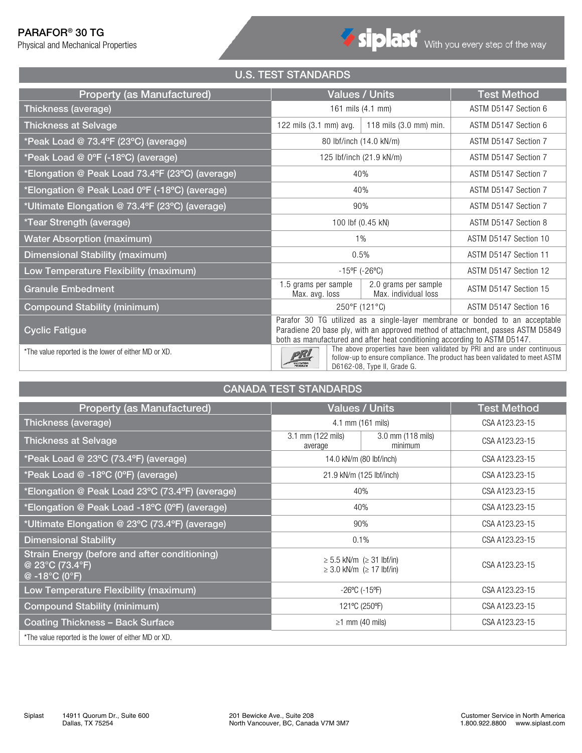# PARAFOR® 30 TG

Physical and Mechanical Properties

siplast® With you every step of the way

## U.S. TEST STANDARDS

| Property (as Manufactured) | Values / Units | | Test Method |
|---|---|---|---|
| Thickness (average) | 161 mils (4.1 mm) | | ASTM D5147 Section 6 |
| Thickness at Selvage | 122 mils (3.1 mm) avg. | 118 mils (3.0 mm) min. | ASTM D5147 Section 6 |
| *Peak Load @ 73.4ºF (23ºC) (average) | 80 lbf/inch (14.0 kN/m) | | ASTM D5147 Section 7 |
| *Peak Load @ 0ºF (-18ºC) (average) | 125 lbf/inch (21.9 kN/m) | | ASTM D5147 Section 7 |
| *Elongation @ Peak Load 73.4ºF (23ºC) (average) | 40% | | ASTM D5147 Section 7 |
| *Elongation @ Peak Load 0ºF (-18ºC) (average) | 40% | | ASTM D5147 Section 7 |
| *Ultimate Elongation @ 73.4ºF (23ºC) (average) | 90% | | ASTM D5147 Section 7 |
| *Tear Strength (average) | 100 lbf (0.45 kN) | | ASTM D5147 Section 8 |
| Water Absorption (maximum) | 1% | | ASTM D5147 Section 10 |
| Dimensional Stability (maximum) | 0.5% | | ASTM D5147 Section 11 |
| Low Temperature Flexibility (maximum) | -15ºF (-26ºC) | | ASTM D5147 Section 12 |
| Granule Embedment | 1.5 grams per sample Max. avg. loss | 2.0 grams per sample Max. individual loss | ASTM D5147 Section 15 |
| Compound Stability (minimum) | 250°F (121°C) | | ASTM D5147 Section 16 |
| Cyclic Fatigue | Parafor 30 TG utilized as a single-layer membrane or bonded to an acceptable Paradiene 20 base ply, with an approved method of attachment, passes ASTM D5849 both as manufactured and after heat conditioning according to ASTM D5147. | | |
| *The value reported is the lower of either MD or XD. | PRI VALIDATION PROGRAM | The above properties have been validated by PRI and are under continuous follow-up to ensure compliance. The product has been validated to meet ASTM D6162-08, Type II, Grade G. | |

## CANADA TEST STANDARDS

| Property (as Manufactured) | Values / Units | | Test Method |
|---|---|---|---|
| Thickness (average) | 4.1 mm (161 mils) | | CSA A123.23-15 |
| Thickness at Selvage | 3.1 mm (122 mils) average | 3.0 mm (118 mils) minimum | CSA A123.23-15 |
| *Peak Load @ 23ºC (73.4ºF) (average) | 14.0 kN/m (80 lbf/inch) | | CSA A123.23-15 |
| *Peak Load @ -18ºC (0ºF) (average) | 21.9 kN/m (125 lbf/inch) | | CSA A123.23-15 |
| *Elongation @ Peak Load 23ºC (73.4ºF) (average) | 40% | | CSA A123.23-15 |
| *Elongation @ Peak Load -18ºC (0ºF) (average) | 40% | | CSA A123.23-15 |
| *Ultimate Elongation @ 23ºC (73.4ºF) (average) | 90% | | CSA A123.23-15 |
| Dimensional Stability | 0.1% | | CSA A123.23-15 |
| Strain Energy (before and after conditioning) @ 23°C (73.4°F) @ -18°C (0°F) | ≥ 5.5 kN/m (≥ 31 lbf/in) ≥ 3.0 kN/m (≥ 17 lbf/in) | | CSA A123.23-15 |
| Low Temperature Flexibility (maximum) | -26ºC (-15ºF) | | CSA A123.23-15 |
| Compound Stability (minimum) | 121ºC (250ºF) | | CSA A123.23-15 |
| Coating Thickness – Back Surface | ≥1 mm (40 mils) | | CSA A123.23-15 |

*The value reported is the lower of either MD or XD.

Siplast 14911 Quorum Dr., Suite 600 Dallas, TX 75254

201 Bewicke Ave., Suite 208 North Vancouver, BC, Canada V7M 3M7

Customer Service in North America 1.800.922.8800 www.siplast.com